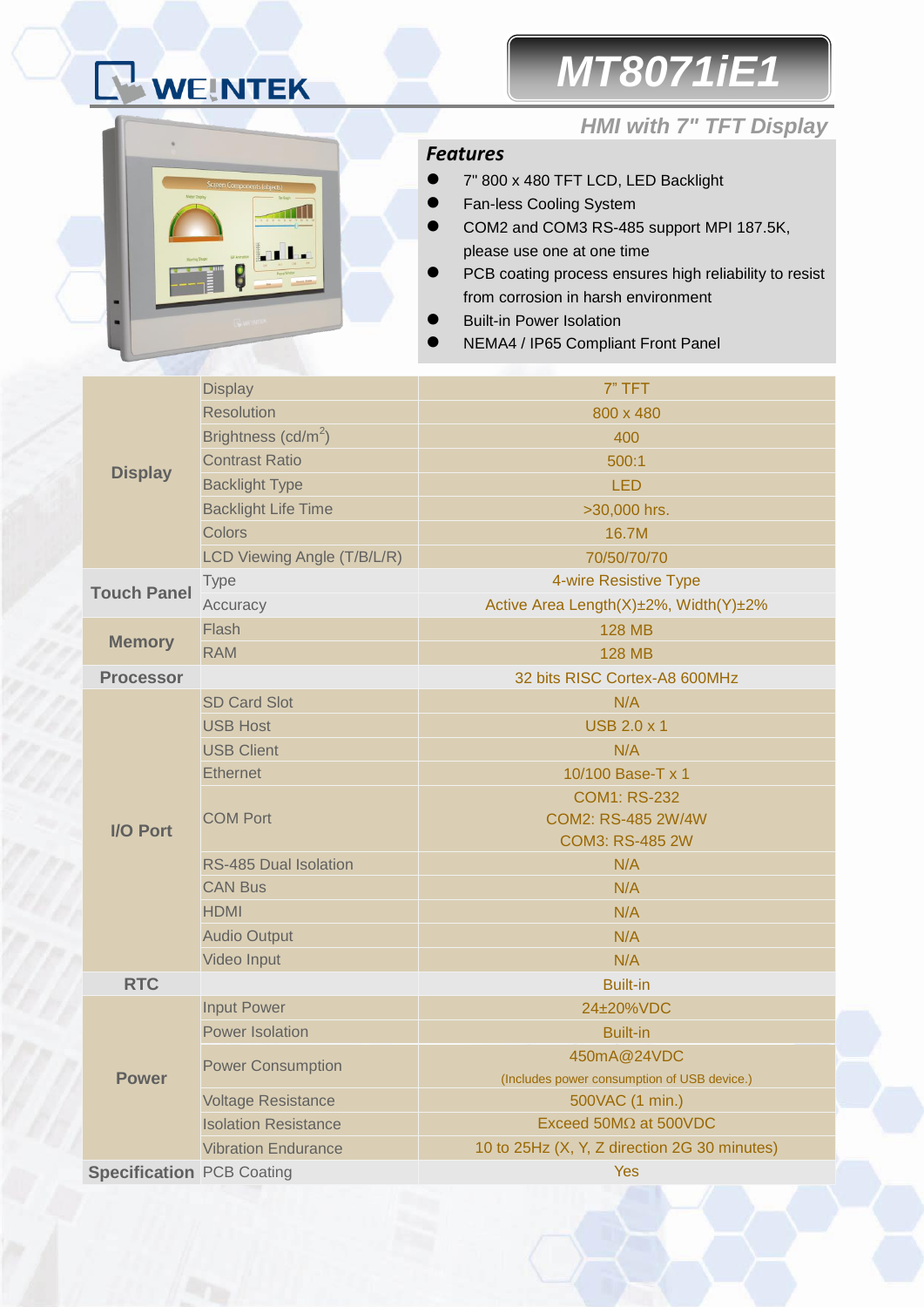# WEINTEK

# MT8071iE1

## HMI with 7" TFT Display

### Features

- 7" 800 x 480 TFT LCD, LED Backlight
- Fan-less Cooling System
- COM2 and COM3 RS-485 support MPI 187.5K, please use one at one time
- PCB coating process ensures high reliability to resist from corrosion in harsh environment
- Built-in Power Isolation
- NEMA4 / IP65 Compliant Front Panel

| | | |
|---|---|---|
| **Display** | Display | 7" TFT |
| | Resolution | 800 x 480 |
| | Brightness (cd/$m^2$) | 400 |
| | Contrast Ratio | 500:1 |
| | Backlight Type | LED |
| | Backlight Life Time | >30,000 hrs. |
| | Colors | 16.7M |
| | LCD Viewing Angle (T/B/L/R) | 70/50/70/70 |
| **Touch Panel** | Type | 4-wire Resistive Type |
| | Accuracy | Active Area Length(X)±2%, Width(Y)±2% |
| **Memory** | Flash | 128 MB |
| | RAM | 128 MB |
| **Processor** | | 32 bits RISC Cortex-A8 600MHz |
| **I/O Port** | SD Card Slot | N/A |
| | USB Host | USB 2.0 x 1 |
| | USB Client | N/A |
| | Ethernet | 10/100 Base-T x 1 |
| | COM Port | COM1: RS-232<br>COM2: RS-485 2W/4W<br>COM3: RS-485 2W |
| | RS-485 Dual Isolation | N/A |
| | CAN Bus | N/A |
| | HDMI | N/A |
| | Audio Output | N/A |
| | Video Input | N/A |
| **RTC** | | Built-in |
| **Power** | Input Power | 24±20%VDC |
| | Power Isolation | Built-in |
| | Power Consumption | 450mA@24VDC<br>(Includes power consumption of USB device.) |
| | Voltage Resistance | 500VAC (1 min.) |
| | Isolation Resistance | Exceed 50MΩ at 500VDC |
| | Vibration Endurance | 10 to 25Hz (X, Y, Z direction 2G 30 minutes) |
| **Specification** | PCB Coating | Yes |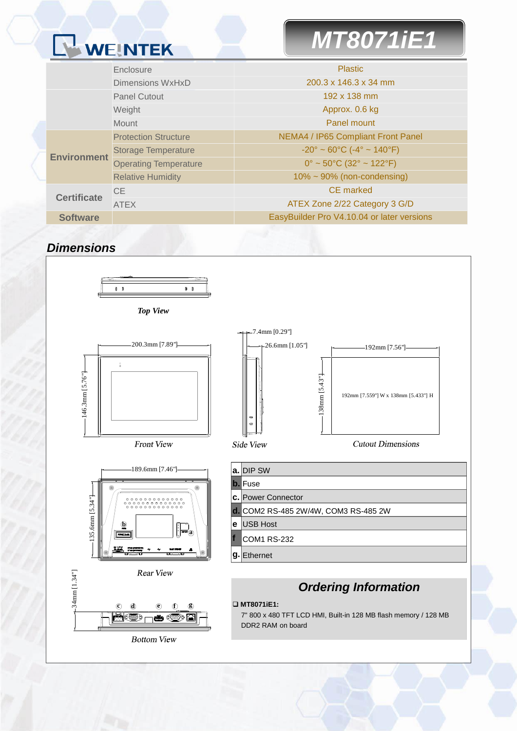# WEINTEK

## MT8071iE1

| | | |
|---|---|---|
| | Enclosure | Plastic |
| | Dimensions WxHxD | 200.3 x 146.3 x 34 mm |
| | Panel Cutout | 192 x 138 mm |
| | Weight | Approx. 0.6 kg |
| | Mount | Panel mount |
| Environment | Protection Structure | NEMA4 / IP65 Compliant Front Panel |
| | Storage Temperature | -20° ~ 60°C (-4° ~ 140°F) |
| | Operating Temperature | 0° ~ 50°C (32° ~ 122°F) |
| | Relative Humidity | 10% ~ 90% (non-condensing) |
| Certificate | CE | CE marked |
| | ATEX | ATEX Zone 2/22 Category 3 G/D |
| Software | | EasyBuilder Pro V4.10.04 or later versions |

## *Dimensions*

*Top View*

200.3mm [7.89"]

146.3mm [5.76"]

*Front View*

7.4mm [0.29"]

26.6mm [1.05"]

*Side View*

192mm [7.56"]

138mm [5.43"]

192mm [7.559"] W x 138mm [5.433"] H

*Cutout Dimensions*

189.6mm [7.46"]

135.6mm [5.34"]

*Rear View*

34mm [1.34"]

*Bottom View*

| | |
|---|---|
| a. | DIP SW |
| b. | Fuse |
| c. | Power Connector |
| d. | COM2 RS-485 2W/4W, COM3 RS-485 2W |
| e | USB Host |
| f | COM1 RS-232 |
| g. | Ethernet |

## *Ordering Information*

❑ **MT8071iE1:**

7" 800 x 480 TFT LCD HMI, Built-in 128 MB flash memory / 128 MB DDR2 RAM on board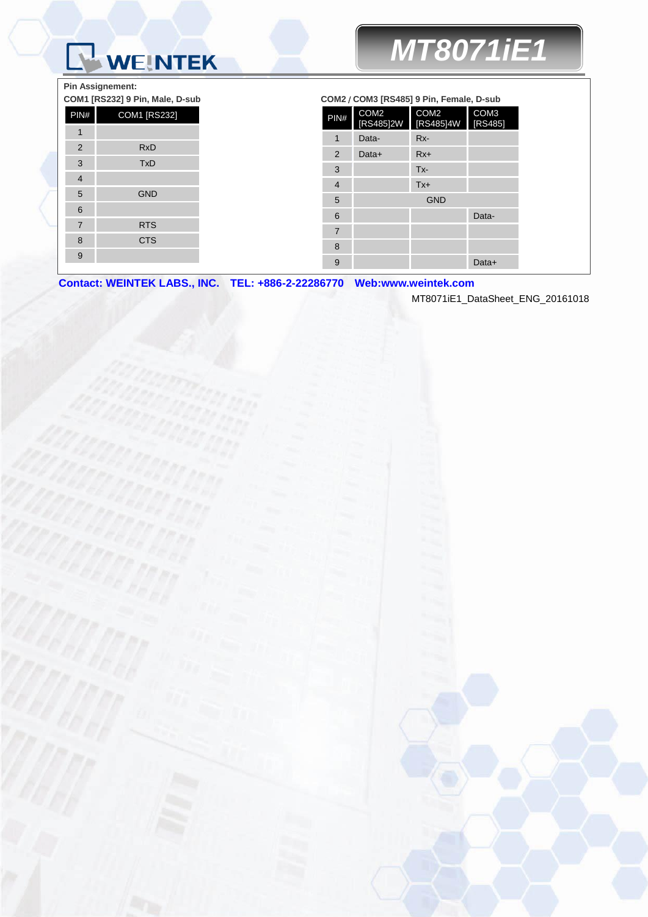**Pin Assignement:**

**COM1 [RS232] 9 Pin, Male, D-sub**

| PIN# | COM1 [RS232] |
|---|---|
| 1 | |
| 2 | RxD |
| 3 | TxD |
| 4 | |
| 5 | GND |
| 6 | |
| 7 | RTS |
| 8 | CTS |
| 9 | |

**COM2 / COM3 [RS485] 9 Pin, Female, D-sub**

| PIN# | COM2 [RS485]2W | COM2 [RS485]4W | COM3 [RS485] |
|---|---|---|---|
| 1 | Data- | Rx- | |
| 2 | Data+ | Rx+ | |
| 3 | | Tx- | |
| 4 | | Tx+ | |
| 5 | GND | | |
| 6 | | | Data- |
| 7 | | | |
| 8 | | | |
| 9 | | | Data+ |

**Contact: WEINTEK LABS., INC. TEL: +886-2-22286770 Web:www.weintek.com**

MT8071iE1_DataSheet_ENG_20161018